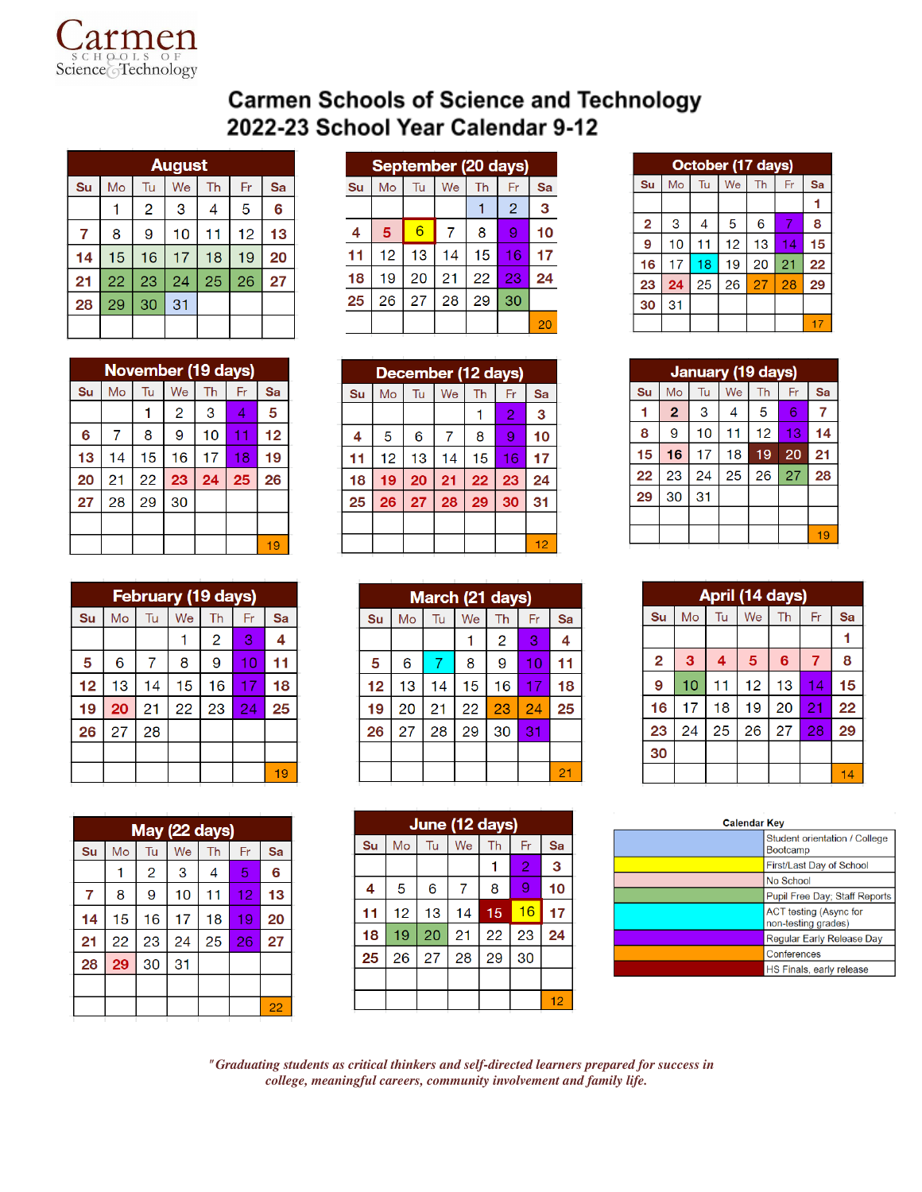Carmen Schools of Science & Technology

# Carmen Schools of Science and Technology
## 2022-23 School Year Calendar 9-12

### August

| Su | Mo | Tu | We | Th | Fr | Sa |
|---|---|---|---|---|---|---|
| | 1 | 2 | 3 | 4 | 5 | 6 |
| 7 | 8 | 9 | 10 | 11 | 12 | 13 |
| 14 | 15 | 16 | 17 | 18 | 19 | 20 |
| 21 | 22 | 23 | 24 | 25 | 26 | 27 |
| 28 | 29 | 30 | 31 | | | |

### September (20 days)

| Su | Mo | Tu | We | Th | Fr | Sa |
|---|---|---|---|---|---|---|
| | | | | 1 | 2 | 3 |
| 4 | 5 | 6 | 7 | 8 | 9 | 10 |
| 11 | 12 | 13 | 14 | 15 | 16 | 17 |
| 18 | 19 | 20 | 21 | 22 | 23 | 24 |
| 25 | 26 | 27 | 28 | 29 | 30 | |
| | | | | | | 20 |

### October (17 days)

| Su | Mo | Tu | We | Th | Fr | Sa |
|---|---|---|---|---|---|---|
| | | | | | | 1 |
| 2 | 3 | 4 | 5 | 6 | 7 | 8 |
| 9 | 10 | 11 | 12 | 13 | 14 | 15 |
| 16 | 17 | 18 | 19 | 20 | 21 | 22 |
| 23 | 24 | 25 | 26 | 27 | 28 | 29 |
| 30 | 31 | | | | | |
| | | | | | | 17 |

### November (19 days)

| Su | Mo | Tu | We | Th | Fr | Sa |
|---|---|---|---|---|---|---|
| | | 1 | 2 | 3 | 4 | 5 |
| 6 | 7 | 8 | 9 | 10 | 11 | 12 |
| 13 | 14 | 15 | 16 | 17 | 18 | 19 |
| 20 | 21 | 22 | 23 | 24 | 25 | 26 |
| 27 | 28 | 29 | 30 | | | |
| | | | | | | 19 |

### December (12 days)

| Su | Mo | Tu | We | Th | Fr | Sa |
|---|---|---|---|---|---|---|
| | | | | 1 | 2 | 3 |
| 4 | 5 | 6 | 7 | 8 | 9 | 10 |
| 11 | 12 | 13 | 14 | 15 | 16 | 17 |
| 18 | 19 | 20 | 21 | 22 | 23 | 24 |
| 25 | 26 | 27 | 28 | 29 | 30 | 31 |
| | | | | | | 12 |

### January (19 days)

| Su | Mo | Tu | We | Th | Fr | Sa |
|---|---|---|---|---|---|---|
| 1 | 2 | 3 | 4 | 5 | 6 | 7 |
| 8 | 9 | 10 | 11 | 12 | 13 | 14 |
| 15 | 16 | 17 | 18 | 19 | 20 | 21 |
| 22 | 23 | 24 | 25 | 26 | 27 | 28 |
| 29 | 30 | 31 | | | | |
| | | | | | | 19 |

### February (19 days)

| Su | Mo | Tu | We | Th | Fr | Sa |
|---|---|---|---|---|---|---|
| | | | 1 | 2 | 3 | 4 |
| 5 | 6 | 7 | 8 | 9 | 10 | 11 |
| 12 | 13 | 14 | 15 | 16 | 17 | 18 |
| 19 | 20 | 21 | 22 | 23 | 24 | 25 |
| 26 | 27 | 28 | | | | |
| | | | | | | 19 |

### March (21 days)

| Su | Mo | Tu | We | Th | Fr | Sa |
|---|---|---|---|---|---|---|
| | | | 1 | 2 | 3 | 4 |
| 5 | 6 | 7 | 8 | 9 | 10 | 11 |
| 12 | 13 | 14 | 15 | 16 | 17 | 18 |
| 19 | 20 | 21 | 22 | 23 | 24 | 25 |
| 26 | 27 | 28 | 29 | 30 | 31 | |
| | | | | | | 21 |

### April (14 days)

| Su | Mo | Tu | We | Th | Fr | Sa |
|---|---|---|---|---|---|---|
| | | | | | | 1 |
| 2 | 3 | 4 | 5 | 6 | 7 | 8 |
| 9 | 10 | 11 | 12 | 13 | 14 | 15 |
| 16 | 17 | 18 | 19 | 20 | 21 | 22 |
| 23 | 24 | 25 | 26 | 27 | 28 | 29 |
| 30 | | | | | | |
| | | | | | | 14 |

### May (22 days)

| Su | Mo | Tu | We | Th | Fr | Sa |
|---|---|---|---|---|---|---|
| | 1 | 2 | 3 | 4 | 5 | 6 |
| 7 | 8 | 9 | 10 | 11 | 12 | 13 |
| 14 | 15 | 16 | 17 | 18 | 19 | 20 |
| 21 | 22 | 23 | 24 | 25 | 26 | 27 |
| 28 | 29 | 30 | 31 | | | |
| | | | | | | 22 |

### June (12 days)

| Su | Mo | Tu | We | Th | Fr | Sa |
|---|---|---|---|---|---|---|
| | | | | 1 | 2 | 3 |
| 4 | 5 | 6 | 7 | 8 | 9 | 10 |
| 11 | 12 | 13 | 14 | 15 | 16 | 17 |
| 18 | 19 | 20 | 21 | 22 | 23 | 24 |
| 25 | 26 | 27 | 28 | 29 | 30 | |
| | | | | | | 12 |

### Calendar Key

| Color | Meaning |
|---|---|
| Light blue | Student orientation / College Bootcamp |
| Yellow | First/Last Day of School |
| Pink | No School |
| Green | Pupil Free Day; Staff Reports |
| Cyan | ACT testing (Async for non-testing grades) |
| Purple | Regular Early Release Day |
| Orange | Conferences |
| Dark red | HS Finals, early release |

*"Graduating students as critical thinkers and self-directed learners prepared for success in college, meaningful careers, community involvement and family life.*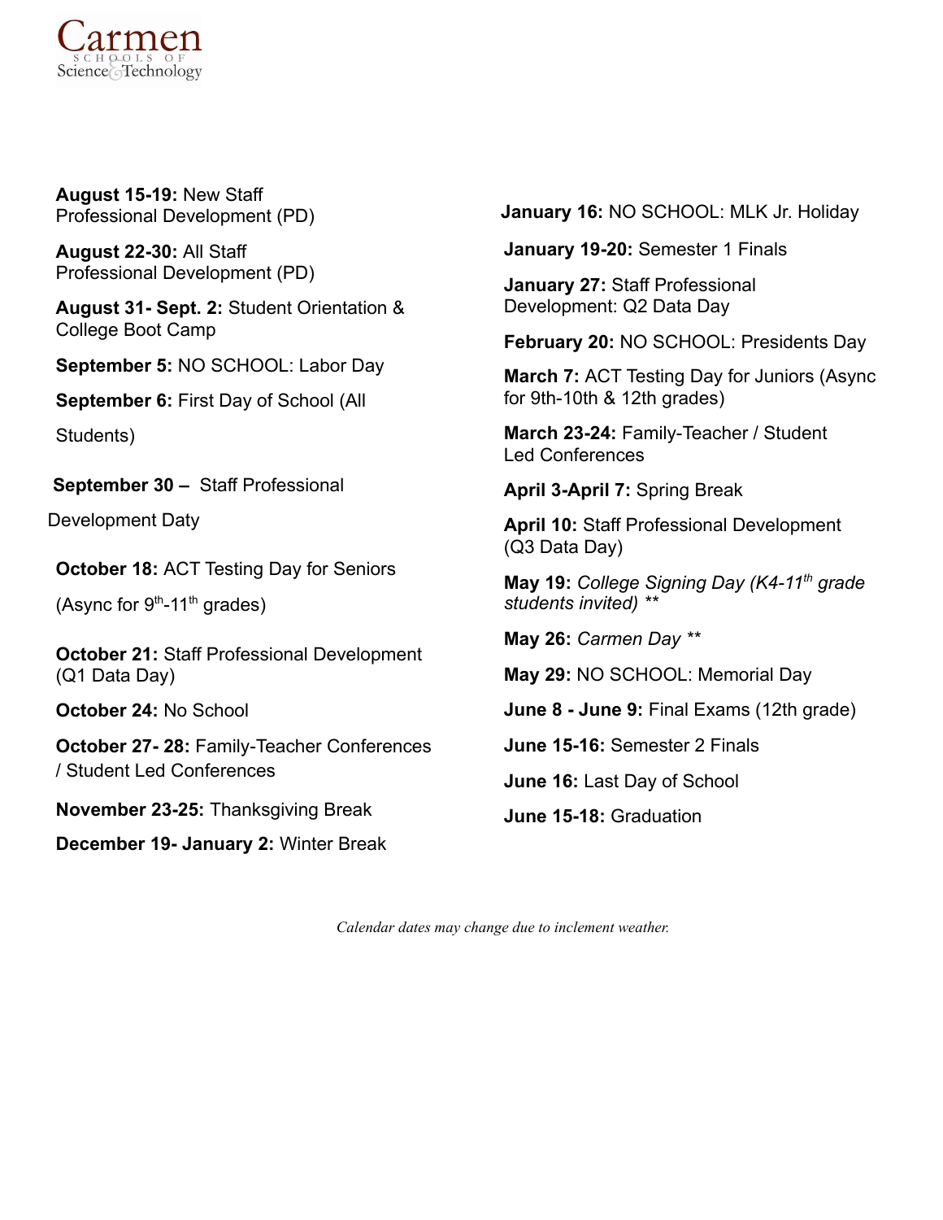Carmen
SCHOOLS OF
Science & Technology

**August 15-19:** New Staff Professional Development (PD)

**August 22-30:** All Staff Professional Development (PD)

**August 31- Sept. 2:** Student Orientation & College Boot Camp

**September 5:** NO SCHOOL: Labor Day

**September 6:** First Day of School (All Students)

**September 30 –** Staff Professional Development Daty

**October 18:** ACT Testing Day for Seniors (Async for 9th-11th grades)

**October 21:** Staff Professional Development (Q1 Data Day)

**October 24:** No School

**October 27- 28:** Family-Teacher Conferences / Student Led Conferences

**November 23-25:** Thanksgiving Break

**December 19- January 2:** Winter Break

**January 16:** NO SCHOOL: MLK Jr. Holiday

**January 19-20:** Semester 1 Finals

**January 27:** Staff Professional Development: Q2 Data Day

**February 20:** NO SCHOOL: Presidents Day

**March 7:** ACT Testing Day for Juniors (Async for 9th-10th & 12th grades)

**March 23-24:** Family-Teacher / Student Led Conferences

**April 3-April 7:** Spring Break

**April 10:** Staff Professional Development (Q3 Data Day)

**May 19:** *College Signing Day (K4-11th grade students invited) ***

**May 26:** *Carmen Day ***

**May 29:** NO SCHOOL: Memorial Day

**June 8 - June 9:** Final Exams (12th grade)

**June 15-16:** Semester 2 Finals

**June 16:** Last Day of School

**June 15-18:** Graduation

*Calendar dates may change due to inclement weather.*